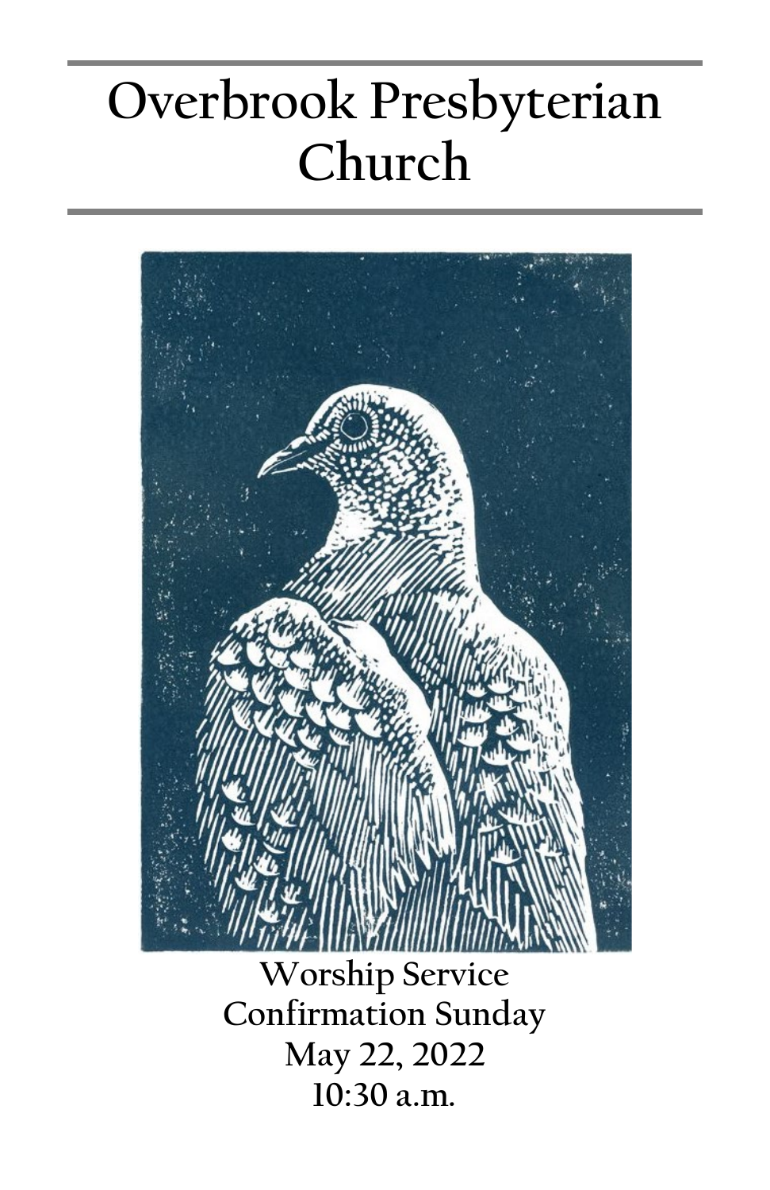# Overbrook Presbyterian Church

Worship Service
Confirmation Sunday
May 22, 2022
10:30 a.m.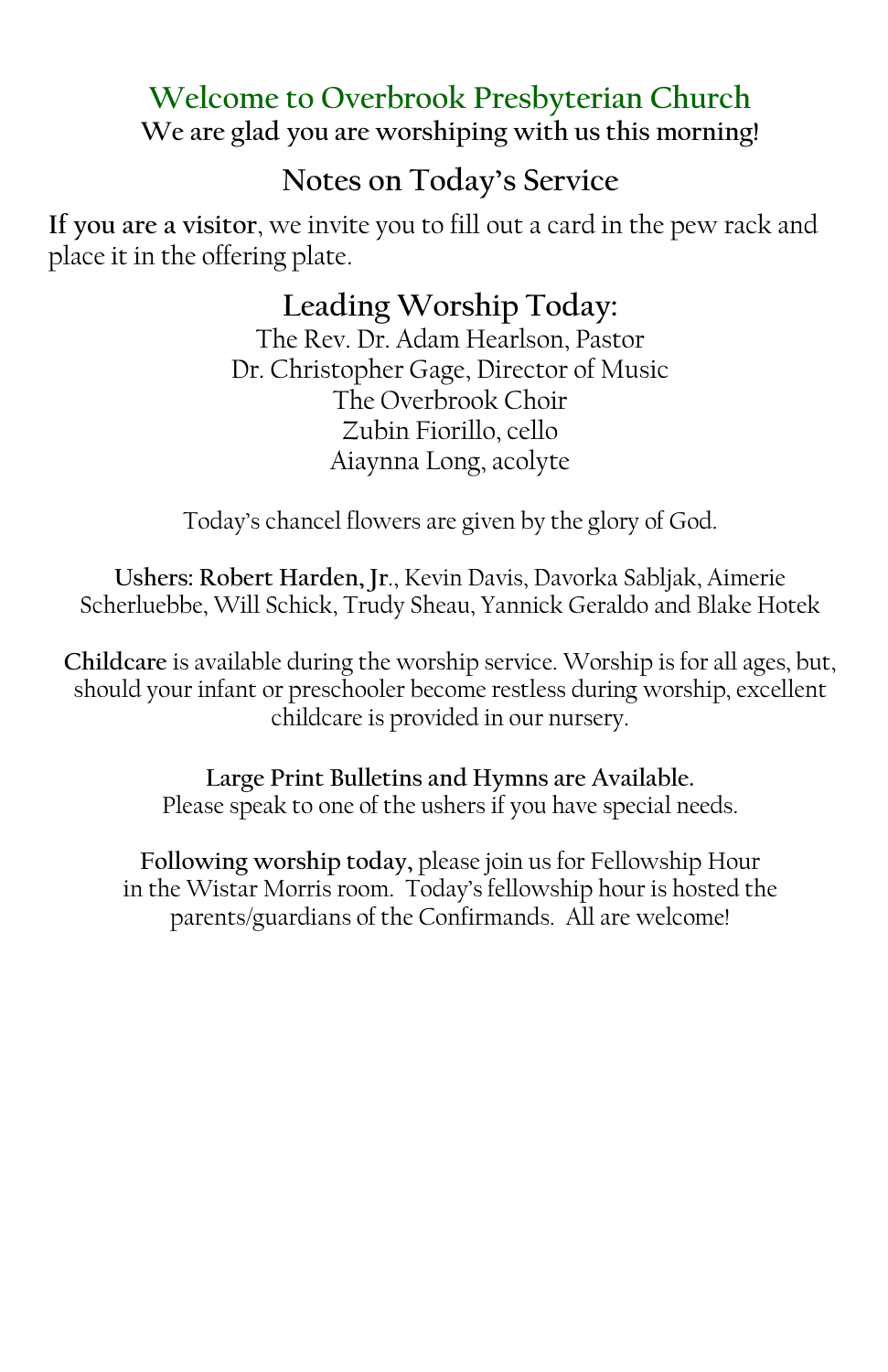# Welcome to Overbrook Presbyterian Church

**We are glad you are worshiping with us this morning!**

## Notes on Today's Service

**If you are a visitor**, we invite you to fill out a card in the pew rack and place it in the offering plate.

## Leading Worship Today:

The Rev. Dr. Adam Hearlson, Pastor
Dr. Christopher Gage, Director of Music
The Overbrook Choir
Zubin Fiorillo, cello
Aiaynna Long, acolyte

Today's chancel flowers are given by the glory of God.

**Ushers: Robert Harden, Jr**., Kevin Davis, Davorka Sabljak, Aimerie Scherluebbe, Will Schick, Trudy Sheau, Yannick Geraldo and Blake Hotek

**Childcare** is available during the worship service. Worship is for all ages, but, should your infant or preschooler become restless during worship, excellent childcare is provided in our nursery.

**Large Print Bulletins and Hymns are Available.**
Please speak to one of the ushers if you have special needs.

**Following worship today,** please join us for Fellowship Hour in the Wistar Morris room. Today's fellowship hour is hosted the parents/guardians of the Confirmands. All are welcome!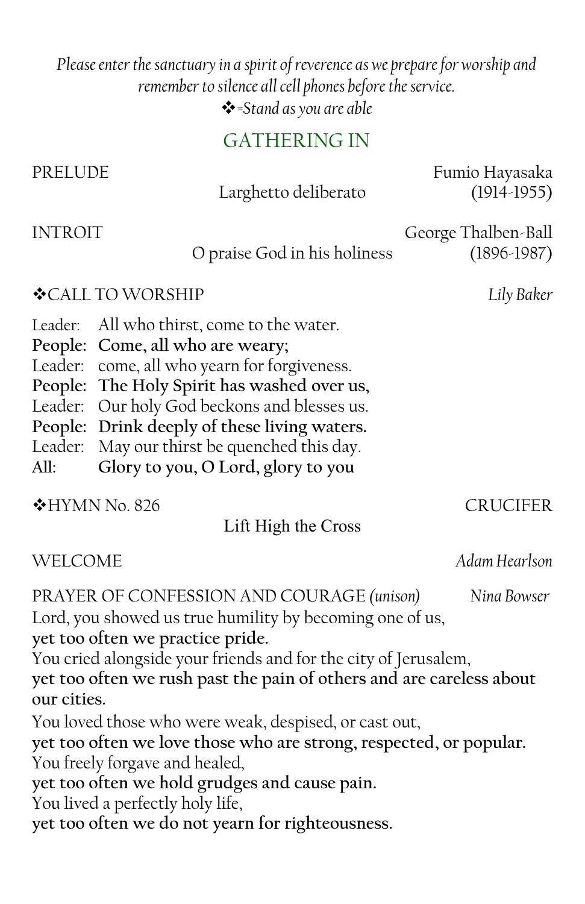*Please enter the sanctuary in a spirit of reverence as we prepare for worship and remember to silence all cell phones before the service.*
*❖=Stand as you are able*

## GATHERING IN

PRELUDE — Fumio Hayasaka (1914-1955)
Larghetto deliberato

INTROIT — George Thalben-Ball (1896-1987)
O praise God in his holiness

❖CALL TO WORSHIP — *Lily Baker*

Leader: All who thirst, come to the water.
**People: Come, all who are weary;**
Leader: come, all who yearn for forgiveness.
**People: The Holy Spirit has washed over us,**
Leader: Our holy God beckons and blesses us.
**People: Drink deeply of these living waters.**
Leader: May our thirst be quenched this day.
**All: Glory to you, O Lord, glory to you**

❖HYMN No. 826 — CRUCIFER
Lift High the Cross

WELCOME — *Adam Hearlson*

PRAYER OF CONFESSION AND COURAGE *(unison)* — *Nina Bowser*

Lord, you showed us true humility by becoming one of us,
**yet too often we practice pride.**
You cried alongside your friends and for the city of Jerusalem,
**yet too often we rush past the pain of others and are careless about our cities.**
You loved those who were weak, despised, or cast out,
**yet too often we love those who are strong, respected, or popular.**
You freely forgave and healed,
**yet too often we hold grudges and cause pain.**
You lived a perfectly holy life,
**yet too often we do not yearn for righteousness.**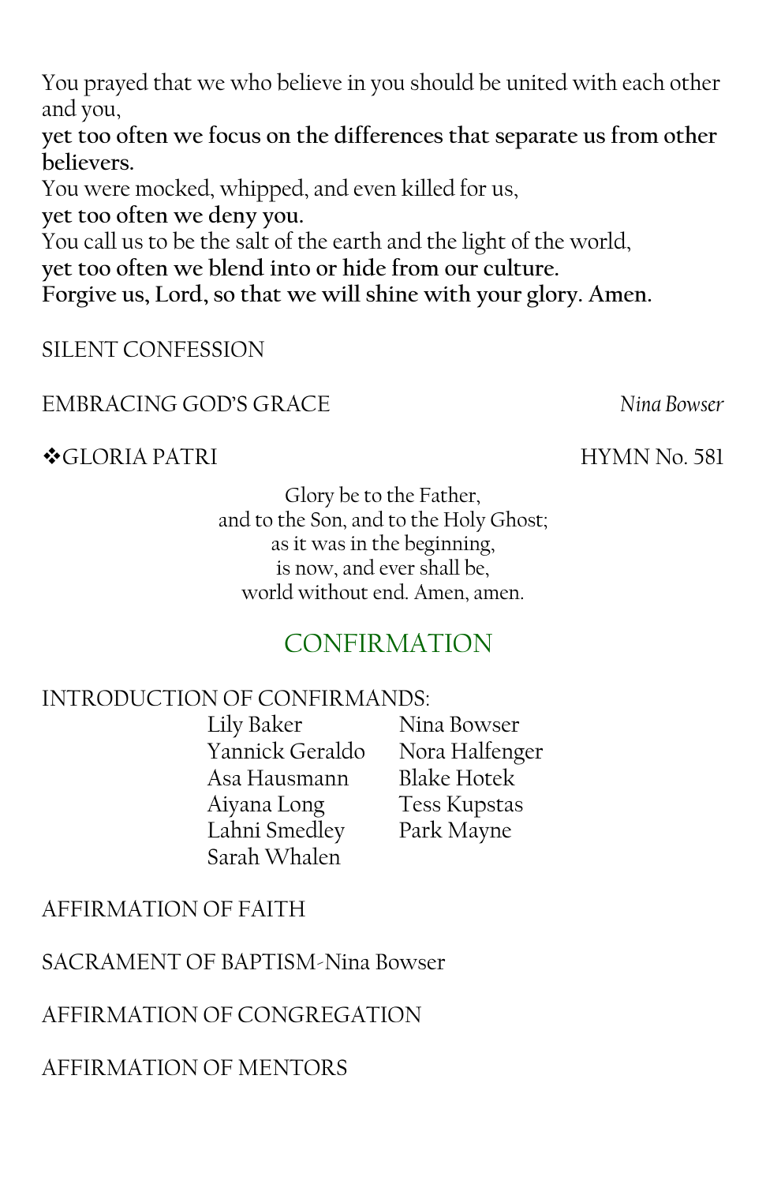You prayed that we who believe in you should be united with each other and you,

**yet too often we focus on the differences that separate us from other believers.**

You were mocked, whipped, and even killed for us,

**yet too often we deny you.**

You call us to be the salt of the earth and the light of the world,

**yet too often we blend into or hide from our culture.**

**Forgive us, Lord, so that we will shine with your glory. Amen.**

SILENT CONFESSION

EMBRACING GOD'S GRACE *Nina Bowser*

❖GLORIA PATRI HYMN No. 581

Glory be to the Father,
and to the Son, and to the Holy Ghost;
as it was in the beginning,
is now, and ever shall be,
world without end. Amen, amen.

## CONFIRMATION

INTRODUCTION OF CONFIRMANDS:

| | |
|---|---|
| Lily Baker | Nina Bowser |
| Yannick Geraldo | Nora Halfenger |
| Asa Hausmann | Blake Hotek |
| Aiyana Long | Tess Kupstas |
| Lahni Smedley | Park Mayne |
| Sarah Whalen | |

AFFIRMATION OF FAITH

SACRAMENT OF BAPTISM-Nina Bowser

AFFIRMATION OF CONGREGATION

AFFIRMATION OF MENTORS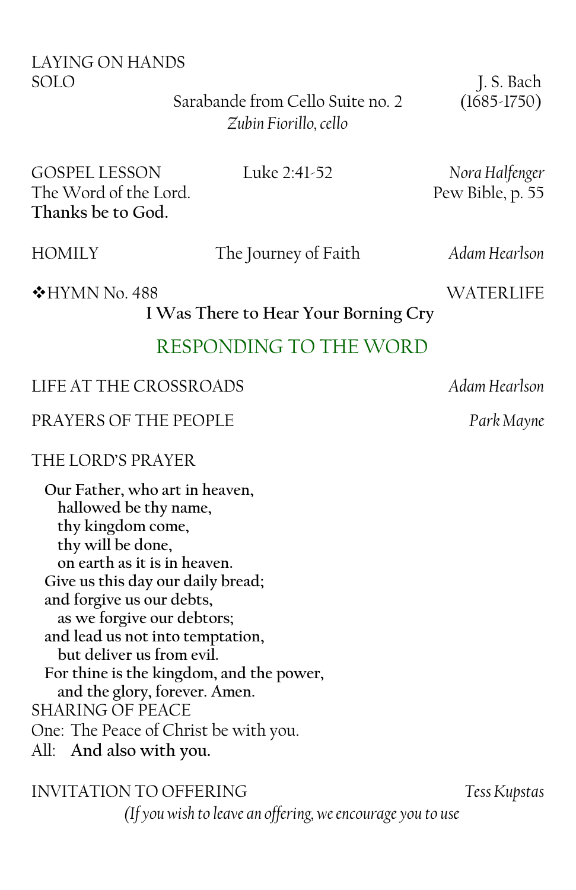LAYING ON HANDS

SOLO J. S. Bach (1685-1750)

Sarabande from Cello Suite no. 2

*Zubin Fiorillo, cello*

GOSPEL LESSON Luke 2:41-52 *Nora Halfenger*

The Word of the Lord. Pew Bible, p. 55

**Thanks be to God.**

HOMILY The Journey of Faith *Adam Hearlson*

❖HYMN No. 488 WATERLIFE

**I Was There to Hear Your Borning Cry**

## RESPONDING TO THE WORD

LIFE AT THE CROSSROADS *Adam Hearlson*

PRAYERS OF THE PEOPLE *Park Mayne*

THE LORD'S PRAYER

**Our Father, who art in heaven,**
**hallowed be thy name,**
**thy kingdom come,**
**thy will be done,**
**on earth as it is in heaven.**
**Give us this day our daily bread;**
**and forgive us our debts,**
**as we forgive our debtors;**
**and lead us not into temptation,**
**but deliver us from evil.**
**For thine is the kingdom, and the power,**
**and the glory, forever. Amen.**

SHARING OF PEACE

One: The Peace of Christ be with you.

All: **And also with you.**

INVITATION TO OFFERING *Tess Kupstas*

*(If you wish to leave an offering, we encourage you to use*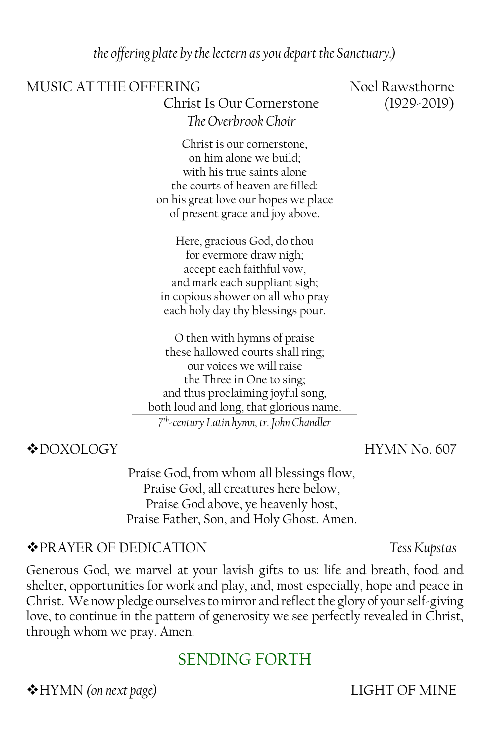*the offering plate by the lectern as you depart the Sanctuary.)*

MUSIC AT THE OFFERING — Noel Rawsthorne (1929-2019)

Christ Is Our Cornerstone

*The Overbrook Choir*

Christ is our cornerstone,  
on him alone we build;  
with his true saints alone  
the courts of heaven are filled:  
on his great love our hopes we place  
of present grace and joy above.

Here, gracious God, do thou  
for evermore draw nigh;  
accept each faithful vow,  
and mark each suppliant sigh;  
in copious shower on all who pray  
each holy day thy blessings pour.

O then with hymns of praise  
these hallowed courts shall ring;  
our voices we will raise  
the Three in One to sing;  
and thus proclaiming joyful song,  
both loud and long, that glorious name.

*7th-century Latin hymn, tr. John Chandler*

❖DOXOLOGY — HYMN No. 607

Praise God, from whom all blessings flow,  
Praise God, all creatures here below,  
Praise God above, ye heavenly host,  
Praise Father, Son, and Holy Ghost. Amen.

❖PRAYER OF DEDICATION — *Tess Kupstas*

Generous God, we marvel at your lavish gifts to us: life and breath, food and shelter, opportunities for work and play, and, most especially, hope and peace in Christ. We now pledge ourselves to mirror and reflect the glory of your self-giving love, to continue in the pattern of generosity we see perfectly revealed in Christ, through whom we pray. Amen.

## SENDING FORTH

❖HYMN *(on next page)* — LIGHT OF MINE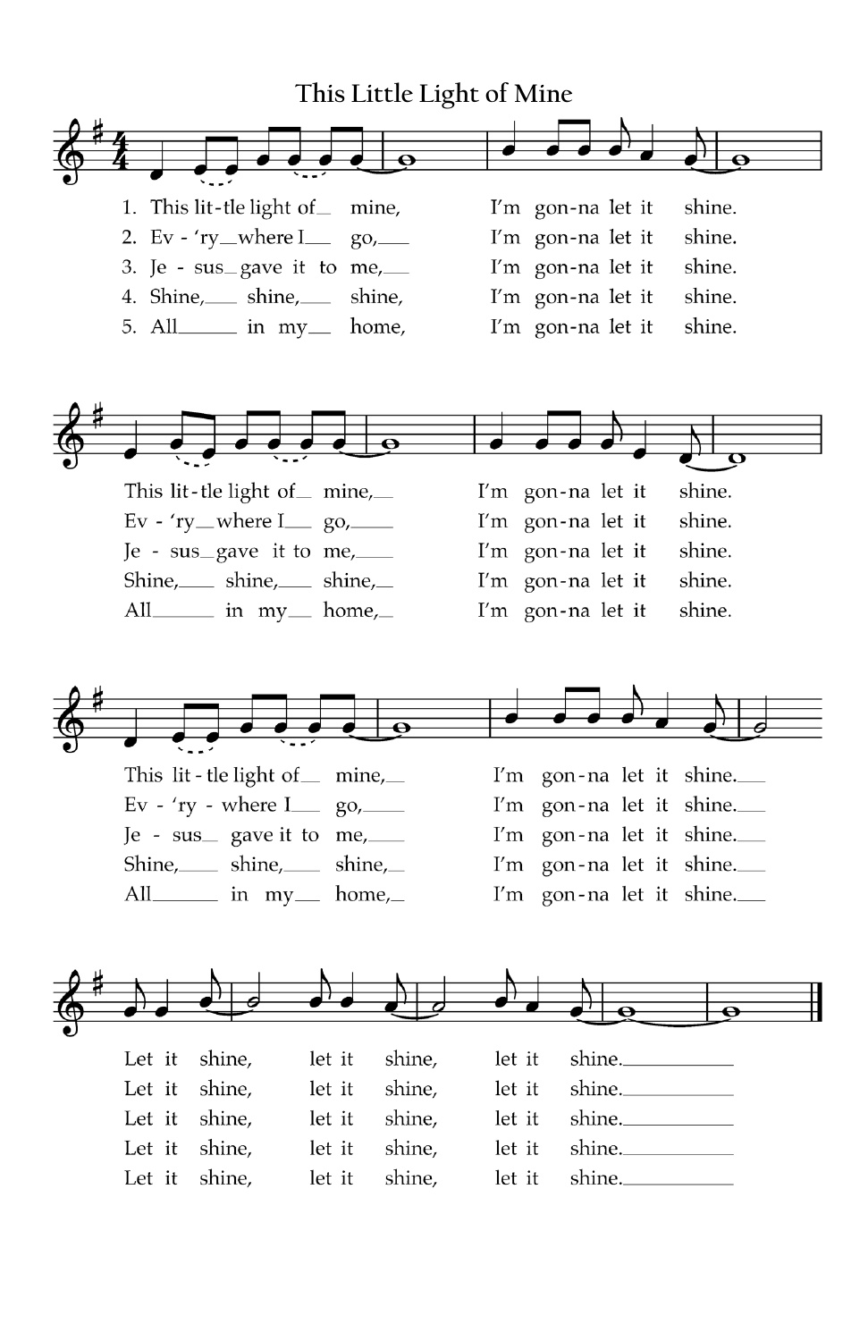# This Little Light of Mine

1. This lit-tle light of\_\_ mine, I'm gon-na let it shine.
2. Ev - 'ry\_\_where I\_\_ go,\_\_ I'm gon-na let it shine.
3. Je - sus\_\_gave it to me,\_\_ I'm gon-na let it shine.
4. Shine,\_\_ shine,\_\_ shine, I'm gon-na let it shine.
5. All\_\_ in my\_\_ home, I'm gon-na let it shine.

This lit-tle light of\_\_ mine,\_\_ I'm gon-na let it shine.
Ev - 'ry\_\_where I\_\_ go,\_\_ I'm gon-na let it shine.
Je - sus\_\_gave it to me,\_\_ I'm gon-na let it shine.
Shine,\_\_ shine,\_\_ shine,\_\_ I'm gon-na let it shine.
All\_\_ in my\_\_ home,\_\_ I'm gon-na let it shine.

This lit-tle light of\_\_ mine,\_\_ I'm gon-na let it shine.\_\_
Ev - 'ry - where I\_\_ go,\_\_ I'm gon-na let it shine.\_\_
Je - sus\_\_ gave it to me,\_\_ I'm gon-na let it shine.\_\_
Shine,\_\_ shine,\_\_ shine,\_\_ I'm gon-na let it shine.\_\_
All\_\_ in my\_\_ home,\_\_ I'm gon-na let it shine.\_\_

Let it shine, let it shine, let it shine.\_\_
Let it shine, let it shine, let it shine.\_\_
Let it shine, let it shine, let it shine.\_\_
Let it shine, let it shine, let it shine.\_\_
Let it shine, let it shine, let it shine.\_\_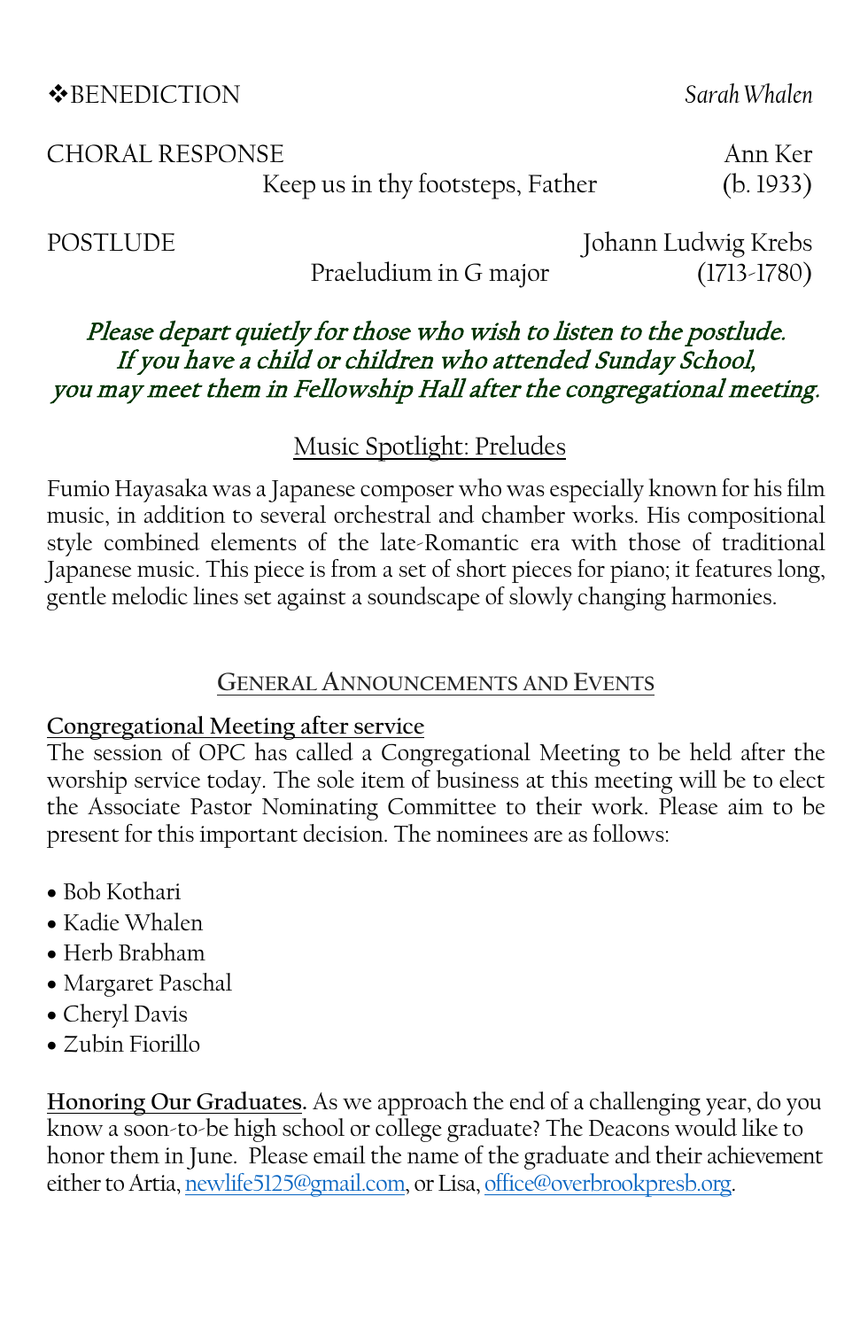❖BENEDICTION *Sarah Whalen*

CHORAL RESPONSE Ann Ker
Keep us in thy footsteps, Father (b. 1933)

POSTLUDE Johann Ludwig Krebs
Praeludium in G major (1713-1780)

***Please depart quietly for those who wish to listen to the postlude.***
***If you have a child or children who attended Sunday School,***
***you may meet them in Fellowship Hall after the congregational meeting.***

## Music Spotlight: Preludes

Fumio Hayasaka was a Japanese composer who was especially known for his film music, in addition to several orchestral and chamber works. His compositional style combined elements of the late-Romantic era with those of traditional Japanese music. This piece is from a set of short pieces for piano; it features long, gentle melodic lines set against a soundscape of slowly changing harmonies.

## General Announcements and Events

**Congregational Meeting after service**
The session of OPC has called a Congregational Meeting to be held after the worship service today. The sole item of business at this meeting will be to elect the Associate Pastor Nominating Committee to their work. Please aim to be present for this important decision. The nominees are as follows:

- Bob Kothari
- Kadie Whalen
- Herb Brabham
- Margaret Paschal
- Cheryl Davis
- Zubin Fiorillo

**Honoring Our Graduates.** As we approach the end of a challenging year, do you know a soon-to-be high school or college graduate? The Deacons would like to honor them in June. Please email the name of the graduate and their achievement either to Artia, newlife5125@gmail.com, or Lisa, office@overbrookpresb.org.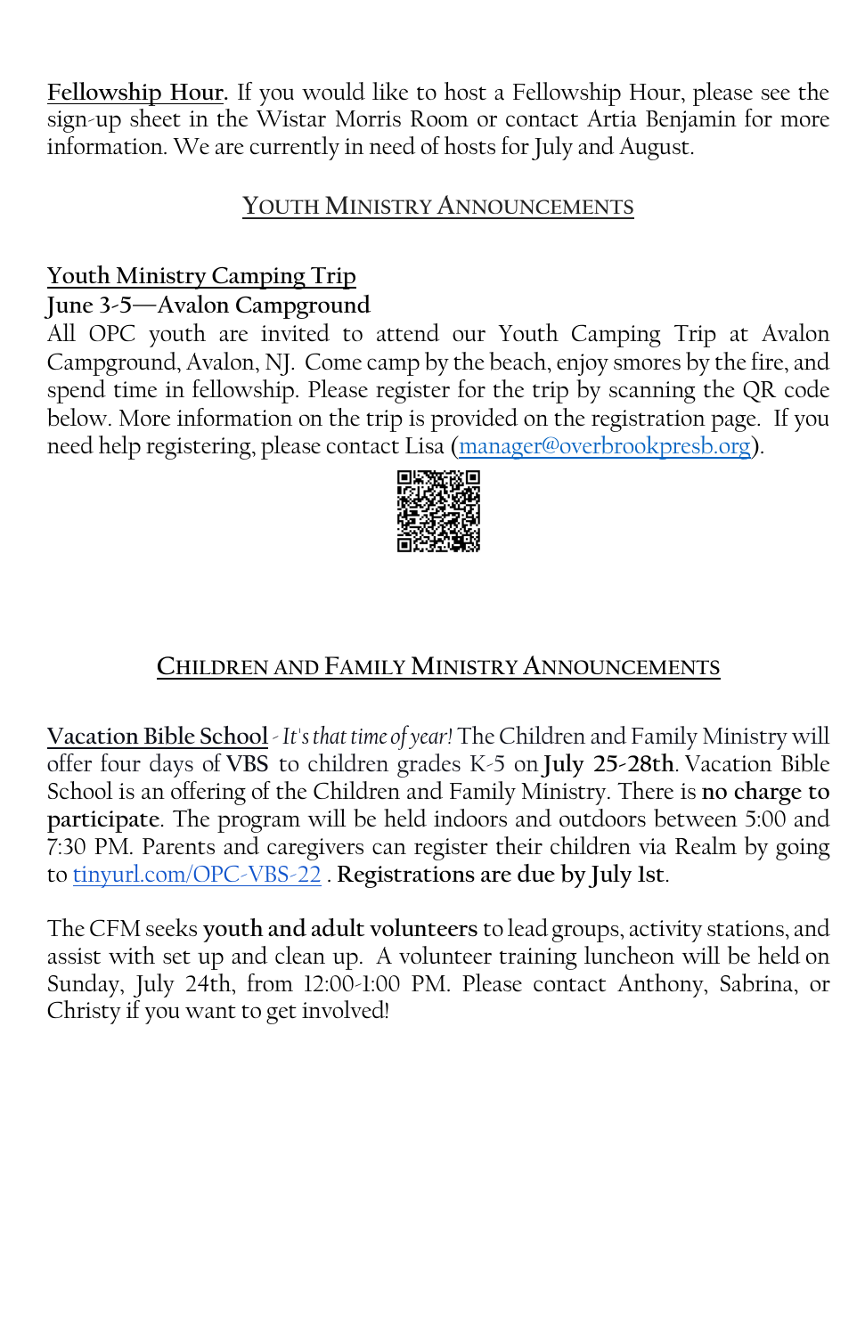**Fellowship Hour.** If you would like to host a Fellowship Hour, please see the sign-up sheet in the Wistar Morris Room or contact Artia Benjamin for more information. We are currently in need of hosts for July and August.

## YOUTH MINISTRY ANNOUNCEMENTS

**Youth Ministry Camping Trip**
**June 3-5—Avalon Campground**
All OPC youth are invited to attend our Youth Camping Trip at Avalon Campground, Avalon, NJ. Come camp by the beach, enjoy smores by the fire, and spend time in fellowship. Please register for the trip by scanning the QR code below. More information on the trip is provided on the registration page. If you need help registering, please contact Lisa (manager@overbrookpresb.org).

## CHILDREN AND FAMILY MINISTRY ANNOUNCEMENTS

**Vacation Bible School** - *It's that time of year!* The Children and Family Ministry will offer four days of **VBS** to children grades K-5 on **July 25-28th**. Vacation Bible School is an offering of the Children and Family Ministry. There is **no charge to participate**. The program will be held indoors and outdoors between 5:00 and 7:30 PM. Parents and caregivers can register their children via Realm by going to tinyurl.com/OPC-VBS-22 . **Registrations are due by July 1st**.

The CFM seeks **youth and adult volunteers** to lead groups, activity stations, and assist with set up and clean up. A volunteer training luncheon will be held on Sunday, July 24th, from 12:00-1:00 PM. Please contact Anthony, Sabrina, or Christy if you want to get involved!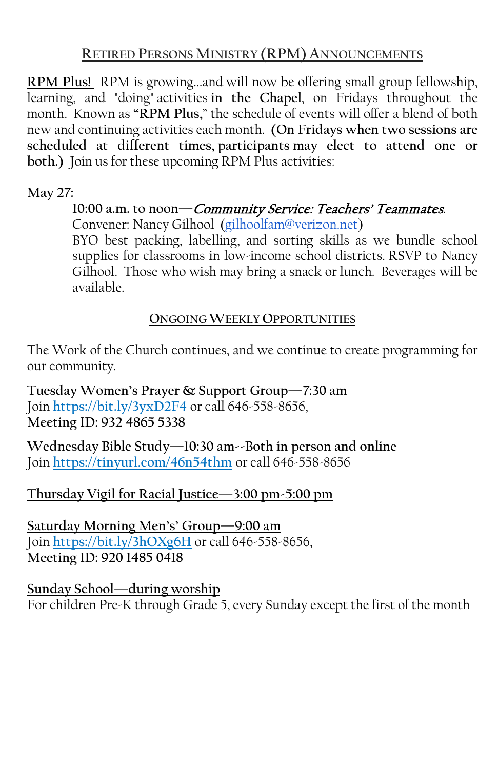## Retired Persons Ministry (RPM) Announcements

**RPM Plus!** RPM is growing…and will now be offering small group fellowship, learning, and "doing" activities **in the Chapel**, on Fridays throughout the month. Known as **"RPM Plus,"** the schedule of events will offer a blend of both new and continuing activities each month. **(On Fridays when two sessions are scheduled at different times, participants may elect to attend one or both.)** Join us for these upcoming RPM Plus activities:

May 27:

> 10:00 a.m. to noon—***Community Service: Teachers' Teammates***.
> Convener: Nancy Gilhool (gilhoolfam@verizon.net)
> BYO best packing, labelling, and sorting skills as we bundle school supplies for classrooms in low-income school districts. RSVP to Nancy Gilhool. Those who wish may bring a snack or lunch. Beverages will be available.

## Ongoing Weekly Opportunities

The Work of the Church continues, and we continue to create programming for our community.

**Tuesday Women's Prayer & Support Group—7:30 am**
Join https://bit.ly/3yxD2F4 or call 646-558-8656,
**Meeting ID: 932 4865 5338**

**Wednesday Bible Study—10:30 am--Both in person and online**
Join https://tinyurl.com/46n54thm or call 646-558-8656

**Thursday Vigil for Racial Justice—3:00 pm-5:00 pm**

**Saturday Morning Men's' Group—9:00 am**
Join https://bit.ly/3hOXg6H or call 646-558-8656,
**Meeting ID: 920 1485 0418**

**Sunday School—during worship**
For children Pre-K through Grade 5, every Sunday except the first of the month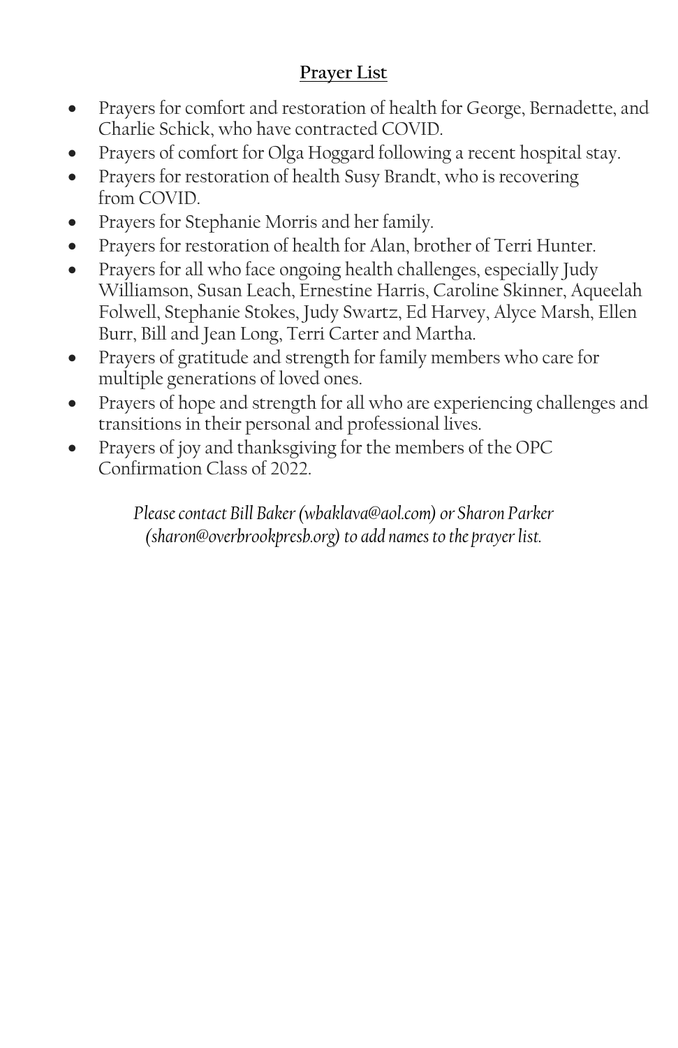## **Prayer List**

- Prayers for comfort and restoration of health for George, Bernadette, and Charlie Schick, who have contracted COVID.
- Prayers of comfort for Olga Hoggard following a recent hospital stay.
- Prayers for restoration of health Susy Brandt, who is recovering from COVID.
- Prayers for Stephanie Morris and her family.
- Prayers for restoration of health for Alan, brother of Terri Hunter.
- Prayers for all who face ongoing health challenges, especially Judy Williamson, Susan Leach, Ernestine Harris, Caroline Skinner, Aqueelah Folwell, Stephanie Stokes, Judy Swartz, Ed Harvey, Alyce Marsh, Ellen Burr, Bill and Jean Long, Terri Carter and Martha.
- Prayers of gratitude and strength for family members who care for multiple generations of loved ones.
- Prayers of hope and strength for all who are experiencing challenges and transitions in their personal and professional lives.
- Prayers of joy and thanksgiving for the members of the OPC Confirmation Class of 2022.

*Please contact Bill Baker (wbaklava@aol.com) or Sharon Parker (sharon@overbrookpresb.org) to add names to the prayer list.*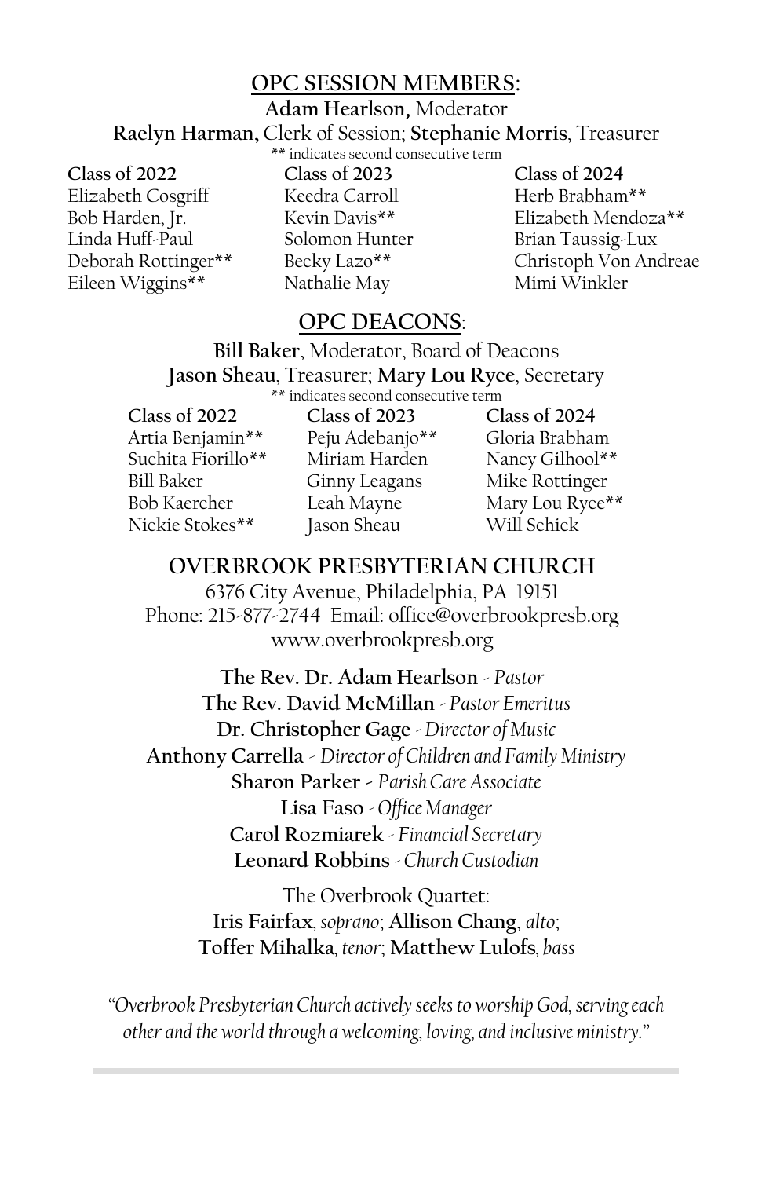## OPC SESSION MEMBERS:

**Adam Hearlson,** Moderator

**Raelyn Harman,** Clerk of Session; **Stephanie Morris**, Treasurer

** indicates second consecutive term

| Class of 2022 | Class of 2023 | Class of 2024 |
|---|---|---|
| Elizabeth Cosgriff | Keedra Carroll | Herb Brabham** |
| Bob Harden, Jr. | Kevin Davis** | Elizabeth Mendoza** |
| Linda Huff-Paul | Solomon Hunter | Brian Taussig-Lux |
| Deborah Rottinger** | Becky Lazo** | Christoph Von Andreae |
| Eileen Wiggins** | Nathalie May | Mimi Winkler |

## OPC DEACONS:

**Bill Baker**, Moderator, Board of Deacons

**Jason Sheau**, Treasurer; **Mary Lou Ryce**, Secretary

** indicates second consecutive term

| Class of 2022 | Class of 2023 | Class of 2024 |
|---|---|---|
| Artia Benjamin** | Peju Adebanjo** | Gloria Brabham |
| Suchita Fiorillo** | Miriam Harden | Nancy Gilhool** |
| Bill Baker | Ginny Leagans | Mike Rottinger |
| Bob Kaercher | Leah Mayne | Mary Lou Ryce** |
| Nickie Stokes** | Jason Sheau | Will Schick |

## OVERBROOK PRESBYTERIAN CHURCH

6376 City Avenue, Philadelphia, PA 19151
Phone: 215-877-2744 Email: office@overbrookpresb.org
www.overbrookpresb.org

**The Rev. Dr. Adam Hearlson** - *Pastor*
**The Rev. David McMillan** - *Pastor Emeritus*
**Dr. Christopher Gage** - *Director of Music*
**Anthony Carrella** - *Director of Children and Family Ministry*
**Sharon Parker** - *Parish Care Associate*
**Lisa Faso** - *Office Manager*
**Carol Rozmiarek** - *Financial Secretary*
**Leonard Robbins** - *Church Custodian*

The Overbrook Quartet:
**Iris Fairfax**, *soprano*; **Allison Chang**, *alto*;
**Toffer Mihalka**, *tenor*; **Matthew Lulofs**, *bass*

*"Overbrook Presbyterian Church actively seeks to worship God, serving each other and the world through a welcoming, loving, and inclusive ministry."*